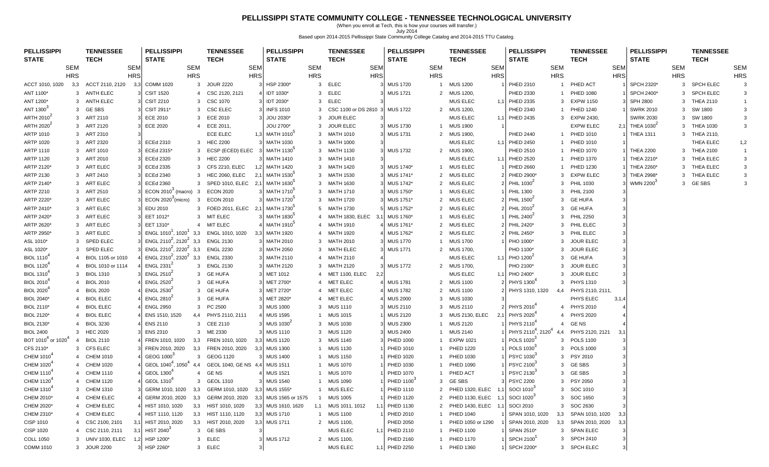# PELLISSIPPI STATE COMMUNITY COLLEGE - TENNESSEE TECHNOLOGICAL UNIVERSITY

(When you enroll at Tech, this is how your courses will transfer.)

July 2014

Based upon 2014-2015 Pellissippi State Community College Catalog and 2014-2015 TTU Catalog.

| PELLISSIPPI STATE | SEM HRS | TENNESSEE TECH | SEM HRS |
|---|---|---|---|
| ACCT 1010, 1020 | 3,3 | ACCT 2110, 2120 | 3,3 |
| ANT 1100* | 3 | ANTH ELEC | 3 |
| ANT 1200* | 3 | ANTH ELEC | 3 |
| ANT 1300[3] | 3 | GE SBS | 3 |
| ARTH 2010[2] | 3 | ART 2110 | 3 |
| ARTH 2020[2] | 3 | ART 2120 | 3 |
| ARTP 1010 | 3 | ART 2310 | 3 |
| ARTP 1020 | 3 | ART 2320 | 3 |
| ARTP 1110 | 3 | ART 1010 | 3 |
| ARTP 1120 | 3 | ART 2010 | 3 |
| ARTP 2120* | 3 | ART ELEC | 3 |
| ARTP 2130 | 3 | ART 2410 | 3 |
| ARTP 2140* | 3 | ART ELEC | 3 |
| ARTP 2210 | 3 | ART 2510 | 3 |
| ARTP 2220* | 3 | ART ELEC | 3 |
| ARTP 2410* | 3 | ART ELEC | 3 |
| ARTP 2420* | 3 | ART ELEC | 3 |
| ARTP 2620* | 3 | ART ELEC | 3 |
| ARTP 2950* | 3 | ART ELEC | 3 |
| ASL 1010* | 3 | SPED ELEC | 3 |
| ASL 1020* | 3 | SPED ELEC | 3 |
| BIOL 1110[4] | 4 | BIOL 1105 or 1010 | 4 |
| BIOL 1120[4] | 4 | BIOL 1010 or 1114 | 4 |
| BIOL 1310[4] | 3 | BIOL 1310 | 3 |
| BIOL 2010[4] | 4 | BIOL 2010 | 4 |
| BIOL 2020[4] | 4 | BIOL 2020 | 4 |
| BIOL 2040* | 4 | BIOL ELEC | 4 |
| BIOL 2110* | 4 | BIOL ELEC | 4 |
| BIOL 2120* | 4 | BIOL ELEC | 4 |
| BIOL 2130* | 4 | BIOL 3230 | 4 |
| BIOL 2400 | 3 | HEC 2020 | 3 |
| BOT 1010[4] or 1020[4] | 4 | BIOL 2110 | 4 |
| CFS 2110* | 3 | CFS ELEC | 3 |
| CHEM 1010[4] | 4 | CHEM 1010 | 4 |
| CHEM 1020[4] | 4 | CHEM 1020 | 4 |
| CHEM 1110[4] | 4 | CHEM 1110 | 4 |
| CHEM 1120[4] | 4 | CHEM 1120 | 4 |
| CHEM 1310[4] | 3 | CHEM 1310 | 3 |
| CHEM 2010* | 4 | CHEM ELEC | 4 |
| CHEM 2020* | 4 | CHEM ELEC | 4 |
| CHEM 2310* | 4 | CHEM ELEC | 4 |
| CISP 1010 | 4 | CSC 2100, 2101 | 3,1 |
| CISP 1020 | 4 | CSC 2110, 2111 | 3,1 |
| COLL 1050 | 3 | UNIV 1030, ELEC | 1,2 |
| COMM 1010 | 3 | JOUR 2200 | 3 |
| COMM 1020 | 3 | JOUR 2220 | 3 |
| CSIT 1520 | 4 | CSC 2120, 2121 | 4 |
| CSIT 2210 | 3 | CSC 1070 | 3 |
| CSIT 2911* | 3 | CSC ELEC | 3 |
| ECE 2010 | 3 | ECE 2010 | 3 |
| ECE 2020 | 4 | ECE 2011, ECE ELEC | 1,3 |
| ECEd 2310 | 3 | HEC 2200 | 3 |
| ECEd 2315* | 3 | ECSP (ECED) ELEC | 3 |
| ECEd 2320 | 3 | HEC 2210 | 3 |
| ECEd 2335 | 3 | CFS 2210, ELEC | 1,2 |
| ECEd 2340 | 3 | HEC 2060, ELEC | 2,1 |
| ECEd 2360 | 3 | SPED 1010, ELEC | 2,1 |
| ECON 2010[3] (macro) | 3 | ECON 2020 | 3 |
| ECON 2020[3] (micro) | 3 | ECON 2010 | 3 |
| EDU 2010 | 3 | FOED 2011, ELEC | 2,1 |
| EET 1012* | 3 | MIT ELEC | 3 |
| EET 1310* | 4 | MIT ELEC | 4 |
| ENGL 1010[1], 1020[1] | 3,3 | ENGL 1010, 1020 | 3,3 |
| ENGL 2110[2], 2120[2] | 3,3 | ENGL 2130 | 3 |
| ENGL 2210[2], 2220[2] | 3,3 | ENGL 2230 | 3 |
| ENGL 2310[2], 2320[2] | 3,3 | ENGL 2330 | 3 |
| ENGL 2331[2] | 3 | ENGL 2130 | 3 |
| ENGL 2510[2] | 3 | GE HUFA | 3 |
| ENGL 2520[2] | 3 | GE HUFA | 3 |
| ENGL 2530[2] | 3 | GE HUFA | 3 |
| ENGL 2810[2] | 3 | GE HUFA | 3 |
| ENGL 2950 | 3 | PC 2500 | 3 |
| ENS 1510, 1520 | 4,4 | PHYS 2110, 2111 | 4,4 |
| ENS 2110 | 3 | CEE 2110 | 3 |
| ENS 2310 | 3 | ME 2330 | 3 |
| FREN 1010, 1020 | 3,3 | FREN 1010, 1020 | 3,3 |
| FREN 2010, 2020 | 3,3 | FREN 2010, 2020 | 3,3 |
| GEOG 1000[3] | 3 | GEOG 1120 | 3 |
| GEOL 1040[4], 1050[4] | 4,4 | GEOL 1040, GE NS | 4,4 |
| GEOL 1300[4] | 4 | GE NS | 4 |
| GEOL 1310[4] | 3 | GEOL 1310 | 3 |
| GERM 1010, 1020 | 3,3 | GERM 1010, 1020 | 3,3 |
| GERM 2010, 2020 | 3,3 | GERM 2010, 2020 | 3,3 |
| HIST 1010, 1020 | 3,3 | HIST 1010, 1020 | 3,3 |
| HIST 1110, 1120 | 3,3 | HIST 1110, 1120 | 3,3 |
| HIST 2010, 2020 | 3,3 | HIST 2010, 2020 | 3,3 |
| HIST 2040[3] | 3 | GE SBS | 3 |
| HSP 1200* | 3 | ELEC | 3 |
| HSP 2260* | 3 | ELEC | 3 |
| HSP 2300* | 3 | ELEC | 3 |
| IDT 1030* | 3 | ELEC | 3 |
| IDT 2030* | 3 | ELEC | 3 |
| INFS 1010 | 3 | CSC 1100 or DS 2810 | 3 |
| JOU 2030* | 3 | JOUR ELEC | 3 |
| JOU 2700* | 3 | JOUR ELEC | 3 |
| MATH 1010[5] | 3 | MATH 1010 | 3 |
| MATH 1030 | 3 | MATH 1000 | 3 |
| MATH 1130[5] | 3 | MATH 1130 | 3 |
| MATH 1410 | 3 | MATH 1410 | 3 |
| MATH 1420 | 3 | MATH 1420 | 3 |
| MATH 1530[5] | 3 | MATH 1530 | 3 |
| MATH 1630[5] | 3 | MATH 1630 | 3 |
| MATH 1710[5] | 3 | MATH 1710 | 3 |
| MATH 1720[5] | 3 | MATH 1720 | 3 |
| MATH 1730[5] | 5 | MATH 1730 | 5 |
| MATH 1830[5] | 4 | MATH 1830, ELEC | 3,1 |
| MATH 1910[5] | 4 | MATH 1910 | 4 |
| MATH 1920 | 4 | MATH 1920 | 4 |
| MATH 2010 | 3 | MATH 2010 | 3 |
| MATH 2050 | 3 | MATH ELEC | 3 |
| MATH 2110 | 4 | MATH 2110 | 4 |
| MATH 2120 | 3 | MATH 2120 | 3 |
| MET 1012 | 4 | MET 1100, ELEC | 2,2 |
| MET 2700* | 4 | MET ELEC | 4 |
| MET 2720* | 4 | MET ELEC | 4 |
| MET 2820* | 4 | MET ELEC | 4 |
| MUS 1000 | 3 | MUS 1110 | 3 |
| MUS 1030[2] | 3 | MUS 1030 | 3 |
| MUS 1110 | 3 | MUS 1120 | 3 |
| MUS 1120 | 3 | MUS 1140 | 3 |
| MUS 1300 | 1 | MUS 1130 | 1 |
| MUS 1400 | 1 | MUS 1150 | 1 |
| MUS 1511 | 1 | MUS 1070 | 1 |
| MUS 1521 | 1 | MUS 1070 | 1 |
| MUS 1540 | 1 | MUS 1090 | 1 |
| MUS 1555* | 1 | MUS ELEC | 1 |
| MUS 1565 or 1575 | 1 | MUS 1005 | 1 |
| MUS 1610, 1620 | 1,1 | MUS 1011, 1012 | 1,1 |
| MUS 1710 | 1 | MUS 1100 | 1 |
| MUS 1711 | 2 | MUS 1100, MUS ELEC | 1,1 |
| MUS 1712 | 2 | MUS 1100, MUS ELEC | 1,1 |
| MUS 1720 | 1 | MUS 1200 | 1 |
| MUS 1721 | 2 | MUS 1200, MUS ELEC | 1,1 |
| MUS 1722 | 2 | MUS 1200, MUS ELEC | 1,1 |
| MUS 1730 | 1 | MUS 1900 | 1 |
| MUS 1731 | 2 | MUS 1900, MUS ELEC | 1,1 |
| MUS 1732 | 2 | MUS 1900, MUS ELEC | 1,1 |
| MUS 1740* | 1 | MUS ELEC | 1 |
| MUS 1741* | 2 | MUS ELEC | 2 |
| MUS 1742* | 2 | MUS ELEC | 2 |
| MUS 1750* | 1 | MUS ELEC | 1 |
| MUS 1751* | 2 | MUS ELEC | 2 |
| MUS 1752* | 2 | MUS ELEC | 2 |
| MUS 1760* | 1 | MUS ELEC | 1 |
| MUS 1761* | 2 | MUS ELEC | 2 |
| MUS 1762* | 2 | MUS ELEC | 2 |
| MUS 1770 | 1 | MUS 1700 | 1 |
| MUS 1771 | 2 | MUS 1700, MUS ELEC | 1,1 |
| MUS 1772 | 2 | MUS 1700, MUS ELEC | 1,1 |
| MUS 1781 | 2 | MUS 1100 | 2 |
| MUS 1782 | 2 | MUS 1100 | 2 |
| MUS 2000 | 3 | MUS 1030 | 3 |
| MUS 2110 | 3 | MUS 2110 | 2 |
| MUS 2120 | 3 | MUS 2130, ELEC | 2,1 |
| MUS 2300 | 1 | MUS 2120 | 1 |
| MUS 2400 | 1 | MUS 2140 | 1 |
| PHED 1000 | 1 | EXPW 1021 | 1 |
| PHED 1010 | 1 | PHED 1220 | 1 |
| PHED 1020 | 1 | PHED 1030 | 1 |
| PHED 1030 | 1 | PHED 1090 | 1 |
| PHED 1070 | 1 | PHED ACT | 1 |
| PHED 1100[3] | 3 | GE SBS | 3 |
| PHED 1110 | 2 | PHED 1320, ELEC | 1,1 |
| PHED 1120 | 2 | PHED 1130, ELEC | 1,1 |
| PHED 1130 | 2 | PHED 1430, ELEC | 1,1 |
| PHED 2010 | 1 | PHED 1040 | 1 |
| PHED 2050 | 1 | PHED 1050 or 1290 | 1 |
| PHED 2110 | 1 | PHED 1100 | 1 |
| PHED 2160 | 1 | PHED 1170 | 1 |
| PHED 2250 | 1 | PHED 1360 | 1 |
| PHED 2310 | 1 | PHED ACT | 1 |
| PHED 2330 | 1 | PHED 1080 | 1 |
| PHED 2335 | 3 | EXPW 1150 | 3 |
| PHED 2340 | 1 | PHED 1240 | 1 |
| PHED 2435 | 3 | EXPW 2430, EXPW ELEC | 2,1 |
| PHED 2440 | 1 | PHED 1010 | 1 |
| PHED 2450 | 1 | PHED 1010 | 1 |
| PHED 2510 | 1 | PHED 1070 | 1 |
| PHED 2520 | 1 | PHED 1370 | 1 |
| PHED 2660 | 1 | PHED 1230 | 1 |
| PHED 2900* | 3 | EXPW ELEC | 3 |
| PHIL 1030[2] | 3 | PHIL 1030 | 3 |
| PHIL 1300 | 3 | PHIL 2100 | 3 |
| PHIL 1500[2] | 3 | GE HUFA | 3 |
| PHIL 2010[2] | 3 | GE HUFA | 3 |
| PHIL 2400[2] | 3 | PHIL 2250 | 3 |
| PHIL 2420* | 3 | PHIL ELEC | 3 |
| PHIL 2450* | 3 | PHIL ELEC | 3 |
| PHO 1000* | 3 | JOUR ELEC | 3 |
| PHO 1100* | 3 | JOUR ELEC | 3 |
| PHO 1200[2] | 3 | GE HUFA | 3 |
| PHO 2100* | 3 | JOUR ELEC | 3 |
| PHO 2400* | 3 | JOUR ELEC | 3 |
| PHYS 1300[4] | 3 | PHYS 1310 | 3 |
| PHYS 1310, 1320 | 4,4 | PHYS 2110, 2111, PHYS ELEC | 3,1,4 |
| PHYS 2010[4] | 4 | PHYS 2010 | 4 |
| PHYS 2020[4] | 4 | PHYS 2020 | 4 |
| PHYS 2110[4] | 4 | GE NS | 4 |
| PHYS 2110[4], 2120[4] | 4,4 | PHYS 2120, 2121 | 3,1 |
| POLS 1020[3] | 3 | POLS 1100 | 3 |
| POLS 1030[3] | 3 | POLS 1000 | 3 |
| PSYC 1030[3] | 3 | PSY 2010 | 3 |
| PSYC 2100[3] | 3 | GE SBS | 3 |
| PSYC 2130[3] | 3 | GE SBS | 3 |
| PSYC 2200 | 3 | PSY 2050 | 3 |
| SOCI 1010[3] | 3 | SOC 1010 | 3 |
| SOCI 1020[3] | 3 | SOC 1650 | 3 |
| SOCI 2010 | 3 | SOC 2630 | 3 |
| SPAN 1010, 1020 | 3,3 | SPAN 1010, 1020 | 3,3 |
| SPAN 2010, 2020 | 3,3 | SPAN 2010, 2020 | 3,3 |
| SPAN 2510* | 3 | SPAN ELEC | 3 |
| SPCH 2100[1] | 3 | SPCH 2410 | 3 |
| SPCH 2200* | 3 | SPCH ELEC | 3 |
| SPCH 2320* | 3 | SPCH ELEC | 3 |
| SPCH 2400* | 3 | SPCH ELEC | 3 |
| SPH 2800 | 3 | THEA 2110 | 1 |
| SWRK 2010 | 3 | SW 1800 | 3 |
| SWRK 2030 | 3 | SW 1800 | 3 |
| THEA 1030[2] | 3 | THEA 1030 | 3 |
| THEA 1311 | 3 | THEA 2110, THEA ELEC | 1,2 |
| THEA 2200 | 3 | THEA 2100 | 1 |
| THEA 2210* | 3 | THEA ELEC | 3 |
| THEA 2260* | 3 | THEA ELEC | 3 |
| THEA 2998* | 3 | THEA ELEC | 3 |
| WMN 2200[3] | 3 | GE SBS | 3 |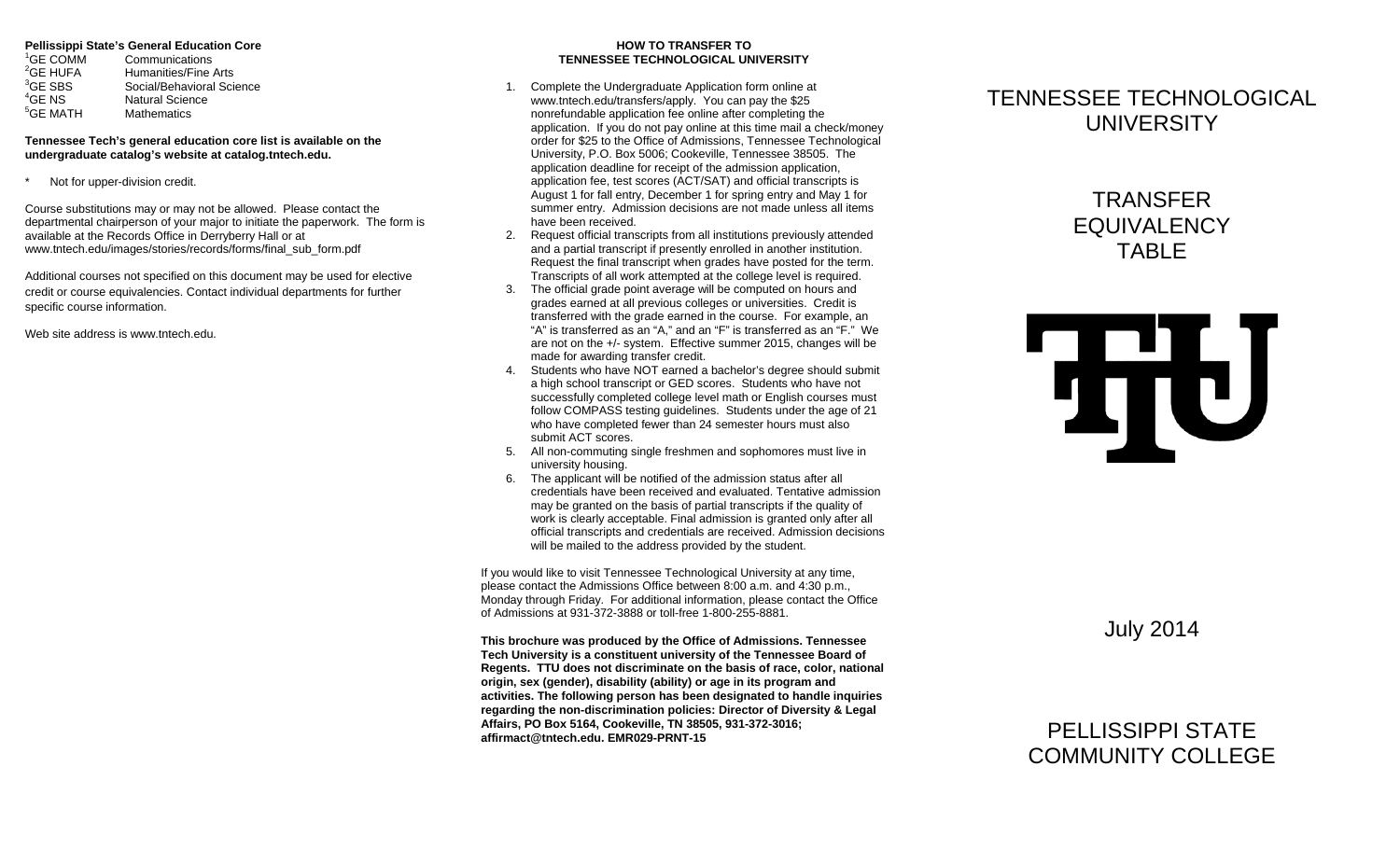**Pellissippi State's General Education Core**

| | |
|---|---|
| [1]GE COMM | Communications |
| [2]GE HUFA | Humanities/Fine Arts |
| [3]GE SBS | Social/Behavioral Science |
| [4]GE NS | Natural Science |
| [5]GE MATH | Mathematics |

**Tennessee Tech's general education core list is available on the undergraduate catalog's website at catalog.tntech.edu.**

\* Not for upper-division credit.

Course substitutions may or may not be allowed. Please contact the departmental chairperson of your major to initiate the paperwork. The form is available at the Records Office in Derryberry Hall or at www.tntech.edu/images/stories/records/forms/final_sub_form.pdf

Additional courses not specified on this document may be used for elective credit or course equivalencies. Contact individual departments for further specific course information.

Web site address is www.tntech.edu.

**HOW TO TRANSFER TO TENNESSEE TECHNOLOGICAL UNIVERSITY**

1. Complete the Undergraduate Application form online at www.tntech.edu/transfers/apply. You can pay the $25 nonrefundable application fee online after completing the application. If you do not pay online at this time mail a check/money order for $25 to the Office of Admissions, Tennessee Technological University, P.O. Box 5006; Cookeville, Tennessee 38505. The application deadline for receipt of the admission application, application fee, test scores (ACT/SAT) and official transcripts is August 1 for fall entry, December 1 for spring entry and May 1 for summer entry. Admission decisions are not made unless all items have been received.
2. Request official transcripts from all institutions previously attended and a partial transcript if presently enrolled in another institution. Request the final transcript when grades have posted for the term. Transcripts of all work attempted at the college level is required.
3. The official grade point average will be computed on hours and grades earned at all previous colleges or universities. Credit is transferred with the grade earned in the course. For example, an "A" is transferred as an "A," and an "F" is transferred as an "F." We are not on the +/- system. Effective summer 2015, changes will be made for awarding transfer credit.
4. Students who have NOT earned a bachelor's degree should submit a high school transcript or GED scores. Students who have not successfully completed college level math or English courses must follow COMPASS testing guidelines. Students under the age of 21 who have completed fewer than 24 semester hours must also submit ACT scores.
5. All non-commuting single freshmen and sophomores must live in university housing.
6. The applicant will be notified of the admission status after all credentials have been received and evaluated. Tentative admission may be granted on the basis of partial transcripts if the quality of work is clearly acceptable. Final admission is granted only after all official transcripts and credentials are received. Admission decisions will be mailed to the address provided by the student.

If you would like to visit Tennessee Technological University at any time, please contact the Admissions Office between 8:00 a.m. and 4:30 p.m., Monday through Friday. For additional information, please contact the Office of Admissions at 931-372-3888 or toll-free 1-800-255-8881.

**This brochure was produced by the Office of Admissions. Tennessee Tech University is a constituent university of the Tennessee Board of Regents. TTU does not discriminate on the basis of race, color, national origin, sex (gender), disability (ability) or age in its program and activities. The following person has been designated to handle inquiries regarding the non-discrimination policies: Director of Diversity & Legal Affairs, PO Box 5164, Cookeville, TN 38505, 931-372-3016; affirmact@tntech.edu. EMR029-PRNT-15**

# TENNESSEE TECHNOLOGICAL UNIVERSITY

## TRANSFER EQUIVALENCY TABLE

TTU

July 2014

## PELLISSIPPI STATE COMMUNITY COLLEGE